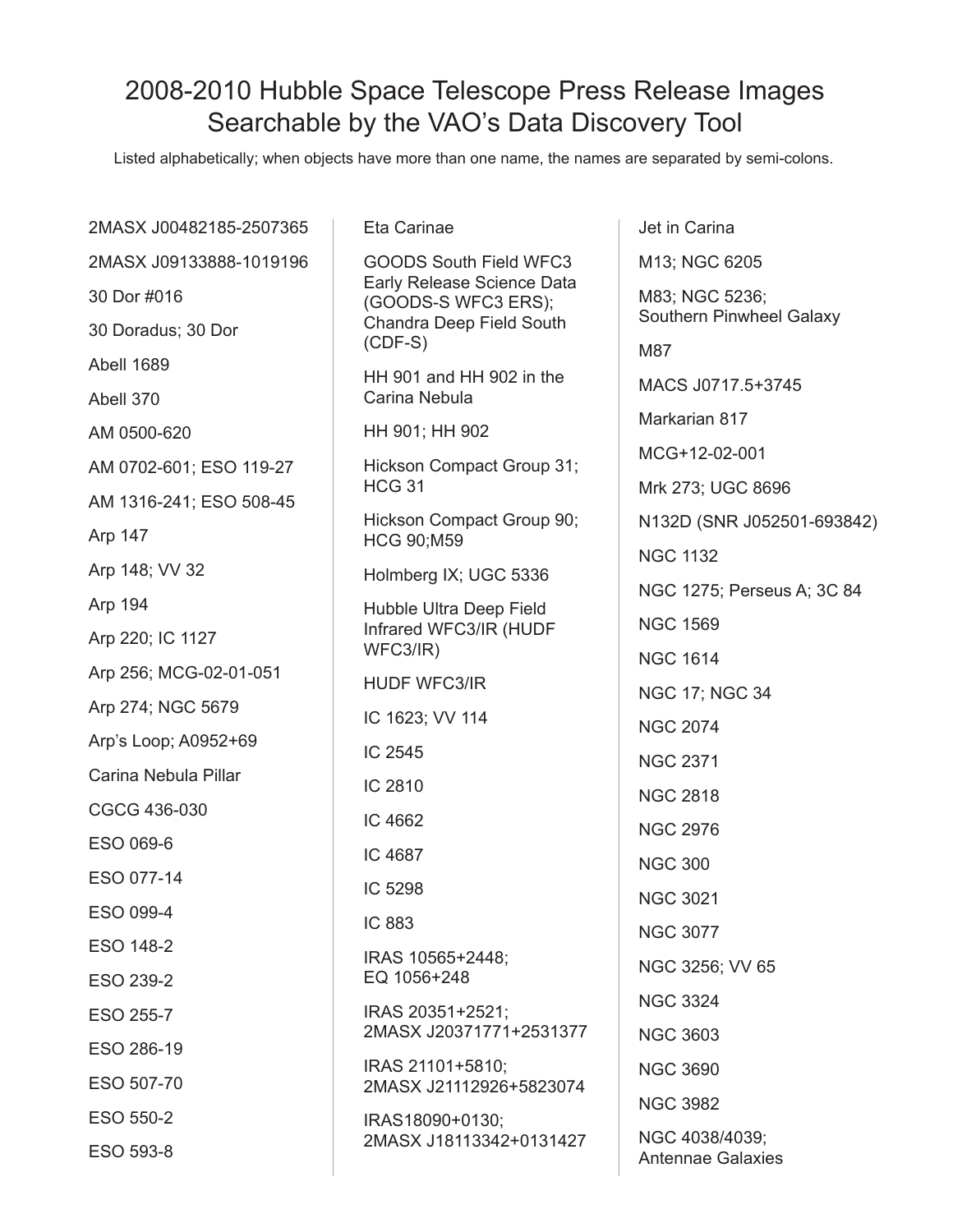# 2008-2010 Hubble Space Telescope Press Release Images Searchable by the VAO's Data Discovery Tool

Listed alphabetically; when objects have more than one name, the names are separated by semi-colons.

2MASX J00482185-2507365

2MASX J09133888-1019196

30 Dor #016

30 Doradus; 30 Dor

Abell 1689

Abell 370

AM 0500-620

AM 0702-601; ESO 119-27

AM 1316-241; ESO 508-45

Arp 147

Arp 148; VV 32

Arp 194

Arp 220; IC 1127

Arp 256; MCG-02-01-051

Arp 274; NGC 5679

Arp's Loop; A0952+69

Carina Nebula Pillar

CGCG 436-030

ESO 069-6

ESO 077-14

ESO 099-4

ESO 148-2

ESO 239-2

ESO 255-7

ESO 286-19

ESO 507-70

ESO 550-2

ESO 593-8

Eta Carinae

GOODS South Field WFC3 Early Release Science Data (GOODS-S WFC3 ERS); Chandra Deep Field South (CDF-S)

HH 901 and HH 902 in the Carina Nebula

HH 901; HH 902

Hickson Compact Group 31; HCG 31

Hickson Compact Group 90; HCG 90;M59

Holmberg IX; UGC 5336

Hubble Ultra Deep Field Infrared WFC3/IR (HUDF WFC3/IR)

HUDF WFC3/IR

IC 1623; VV 114

IC 2545

IC 2810

IC 4662

IC 4687

IC 5298

IC 883

IRAS 10565+2448; EQ 1056+248

IRAS 20351+2521; 2MASX J20371771+2531377

IRAS 21101+5810; 2MASX J21112926+5823074

IRAS18090+0130; 2MASX J18113342+0131427

Jet in Carina

M13; NGC 6205

M83; NGC 5236; Southern Pinwheel Galaxy

M87

MACS J0717.5+3745

Markarian 817

MCG+12-02-001

Mrk 273; UGC 8696

N132D (SNR J052501-693842)

NGC 1132

NGC 1275; Perseus A; 3C 84

NGC 1569

NGC 1614

NGC 17; NGC 34

NGC 2074

NGC 2371

NGC 2818

NGC 2976

NGC 300

NGC 3021

NGC 3077

NGC 3256; VV 65

NGC 3324

NGC 3603

NGC 3690

NGC 3982

NGC 4038/4039; Antennae Galaxies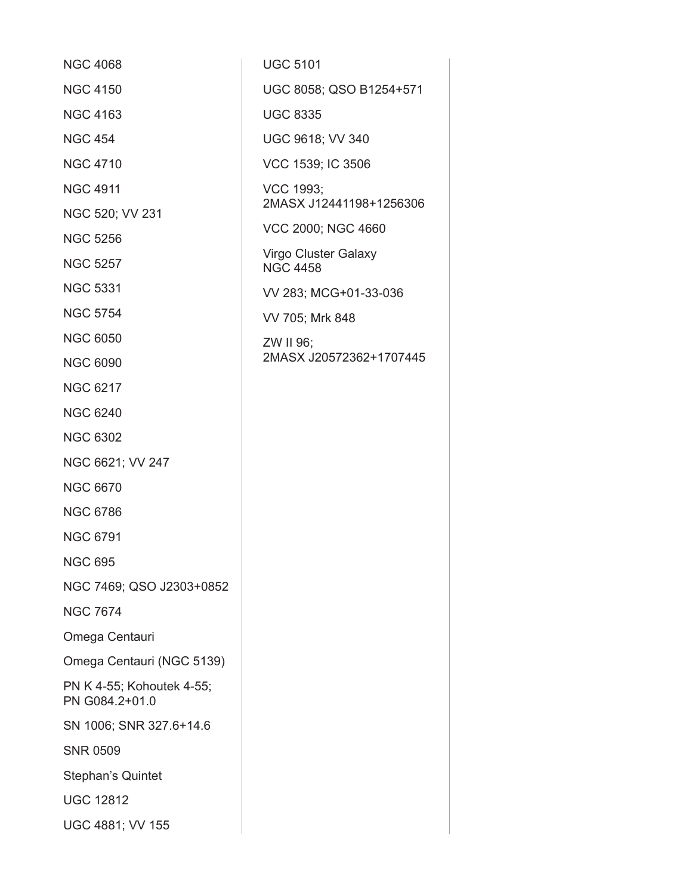NGC 4068

NGC 4150

NGC 4163

NGC 454

NGC 4710

NGC 4911

NGC 520; VV 231

NGC 5256

NGC 5257

NGC 5331

NGC 5754

NGC 6050

NGC 6090

NGC 6217

NGC 6240

NGC 6302

NGC 6621; VV 247

NGC 6670

NGC 6786

NGC 6791

NGC 695

NGC 7469; QSO J2303+0852

NGC 7674

Omega Centauri

Omega Centauri (NGC 5139)

PN K 4-55; Kohoutek 4-55; PN G084.2+01.0

SN 1006; SNR 327.6+14.6

SNR 0509

Stephan's Quintet

UGC 12812

UGC 4881; VV 155

UGC 5101

UGC 8058; QSO B1254+571

UGC 8335

UGC 9618; VV 340

VCC 1539; IC 3506

VCC 1993; 2MASX J12441198+1256306

VCC 2000; NGC 4660

Virgo Cluster Galaxy NGC 4458

VV 283; MCG+01-33-036

VV 705; Mrk 848

ZW II 96; 2MASX J20572362+1707445